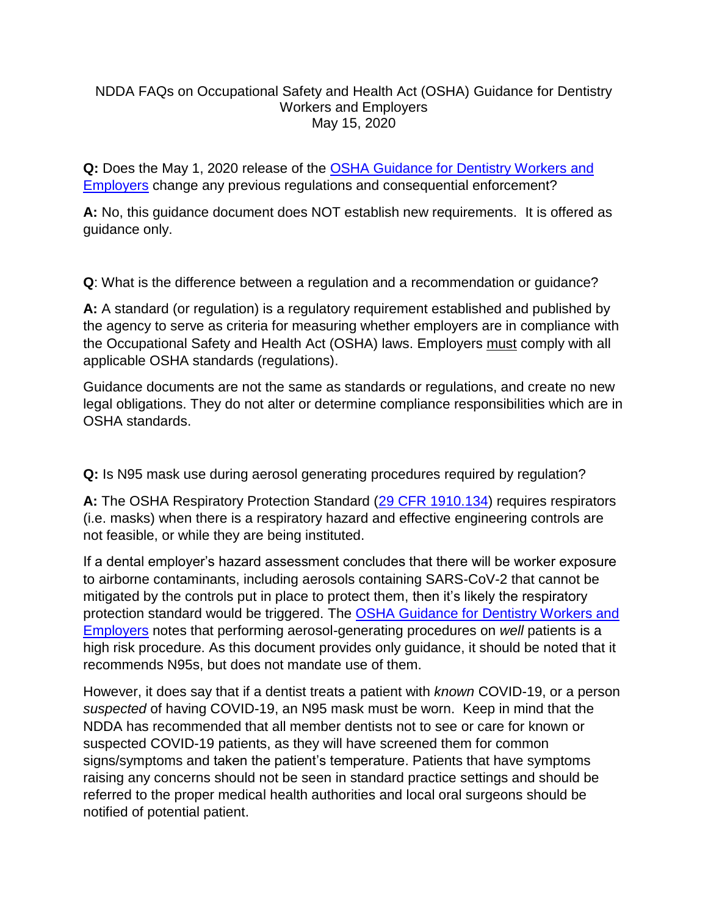NDDA FAQs on Occupational Safety and Health Act (OSHA) Guidance for Dentistry Workers and Employers
May 15, 2020

**Q:** Does the May 1, 2020 release of the OSHA Guidance for Dentistry Workers and Employers change any previous regulations and consequential enforcement?

**A:** No, this guidance document does NOT establish new requirements. It is offered as guidance only.

**Q**: What is the difference between a regulation and a recommendation or guidance?

**A:** A standard (or regulation) is a regulatory requirement established and published by the agency to serve as criteria for measuring whether employers are in compliance with the Occupational Safety and Health Act (OSHA) laws. Employers must comply with all applicable OSHA standards (regulations).

Guidance documents are not the same as standards or regulations, and create no new legal obligations. They do not alter or determine compliance responsibilities which are in OSHA standards.

**Q:** Is N95 mask use during aerosol generating procedures required by regulation?

**A:** The OSHA Respiratory Protection Standard (29 CFR 1910.134) requires respirators (i.e. masks) when there is a respiratory hazard and effective engineering controls are not feasible, or while they are being instituted.

If a dental employer's hazard assessment concludes that there will be worker exposure to airborne contaminants, including aerosols containing SARS-CoV-2 that cannot be mitigated by the controls put in place to protect them, then it's likely the respiratory protection standard would be triggered. The OSHA Guidance for Dentistry Workers and Employers notes that performing aerosol-generating procedures on *well* patients is a high risk procedure. As this document provides only guidance, it should be noted that it recommends N95s, but does not mandate use of them.

However, it does say that if a dentist treats a patient with *known* COVID-19, or a person *suspected* of having COVID-19, an N95 mask must be worn. Keep in mind that the NDDA has recommended that all member dentists not to see or care for known or suspected COVID-19 patients, as they will have screened them for common signs/symptoms and taken the patient's temperature. Patients that have symptoms raising any concerns should not be seen in standard practice settings and should be referred to the proper medical health authorities and local oral surgeons should be notified of potential patient.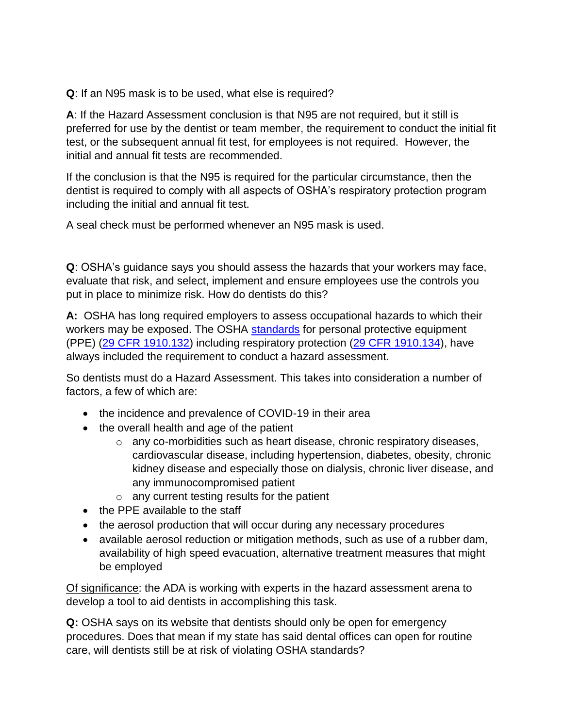**Q**: If an N95 mask is to be used, what else is required?

**A**: If the Hazard Assessment conclusion is that N95 are not required, but it still is preferred for use by the dentist or team member, the requirement to conduct the initial fit test, or the subsequent annual fit test, for employees is not required. However, the initial and annual fit tests are recommended.

If the conclusion is that the N95 is required for the particular circumstance, then the dentist is required to comply with all aspects of OSHA's respiratory protection program including the initial and annual fit test.

A seal check must be performed whenever an N95 mask is used.

**Q**: OSHA's guidance says you should assess the hazards that your workers may face, evaluate that risk, and select, implement and ensure employees use the controls you put in place to minimize risk. How do dentists do this?

**A:** OSHA has long required employers to assess occupational hazards to which their workers may be exposed. The OSHA standards for personal protective equipment (PPE) (29 CFR 1910.132) including respiratory protection (29 CFR 1910.134), have always included the requirement to conduct a hazard assessment.

So dentists must do a Hazard Assessment. This takes into consideration a number of factors, a few of which are:

- the incidence and prevalence of COVID-19 in their area
- the overall health and age of the patient
  - any co-morbidities such as heart disease, chronic respiratory diseases, cardiovascular disease, including hypertension, diabetes, obesity, chronic kidney disease and especially those on dialysis, chronic liver disease, and any immunocompromised patient
  - any current testing results for the patient
- the PPE available to the staff
- the aerosol production that will occur during any necessary procedures
- available aerosol reduction or mitigation methods, such as use of a rubber dam, availability of high speed evacuation, alternative treatment measures that might be employed

Of significance: the ADA is working with experts in the hazard assessment arena to develop a tool to aid dentists in accomplishing this task.

**Q:** OSHA says on its website that dentists should only be open for emergency procedures. Does that mean if my state has said dental offices can open for routine care, will dentists still be at risk of violating OSHA standards?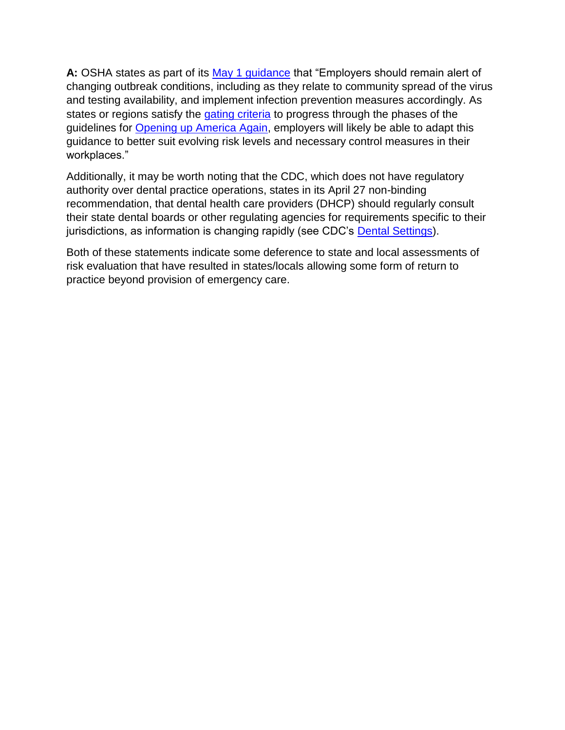**A:** OSHA states as part of its May 1 guidance that "Employers should remain alert of changing outbreak conditions, including as they relate to community spread of the virus and testing availability, and implement infection prevention measures accordingly. As states or regions satisfy the gating criteria to progress through the phases of the guidelines for Opening up America Again, employers will likely be able to adapt this guidance to better suit evolving risk levels and necessary control measures in their workplaces."

Additionally, it may be worth noting that the CDC, which does not have regulatory authority over dental practice operations, states in its April 27 non-binding recommendation, that dental health care providers (DHCP) should regularly consult their state dental boards or other regulating agencies for requirements specific to their jurisdictions, as information is changing rapidly (see CDC's Dental Settings).

Both of these statements indicate some deference to state and local assessments of risk evaluation that have resulted in states/locals allowing some form of return to practice beyond provision of emergency care.